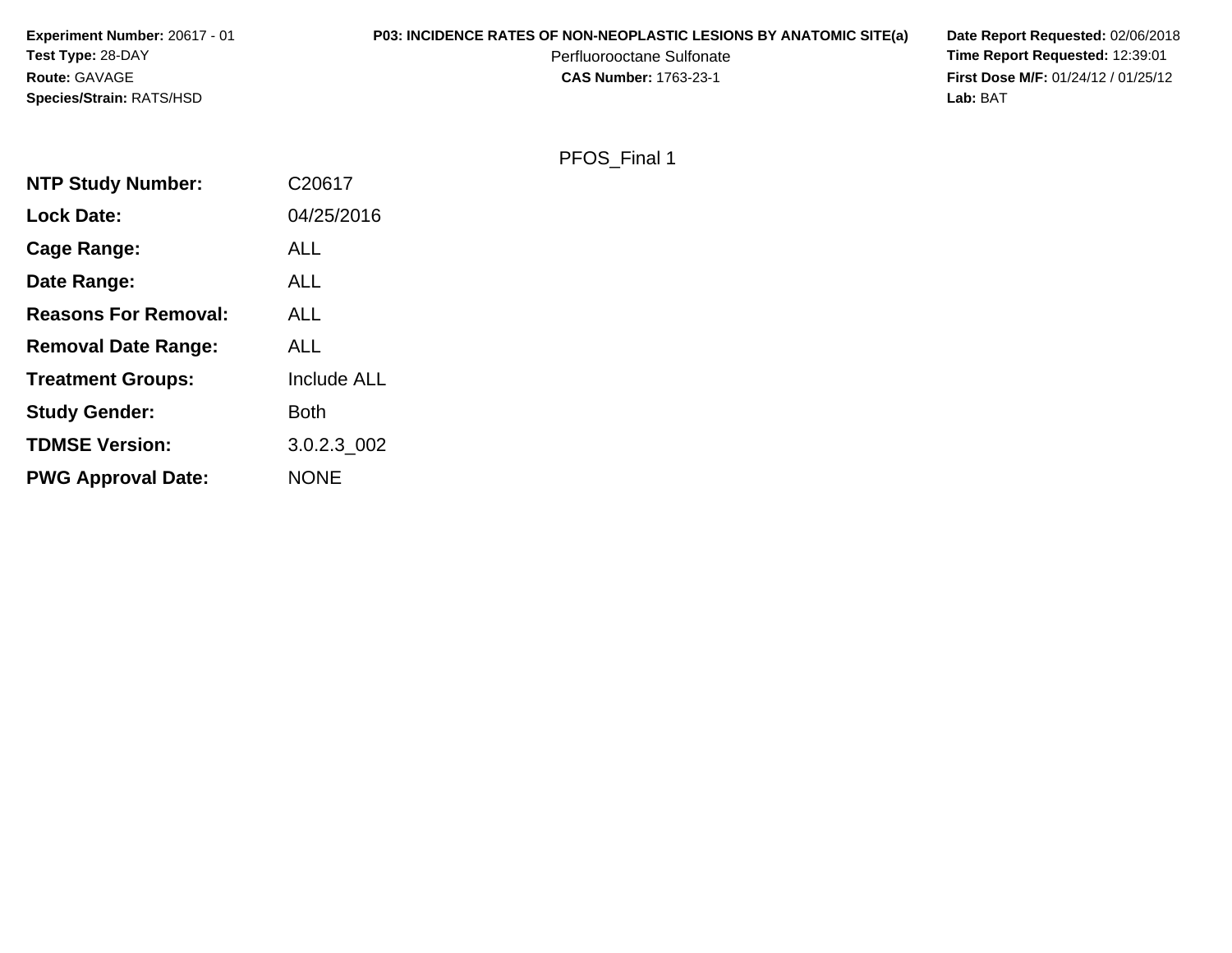**Experiment Number:** 20617 - 01
**Test Type:** 28-DAY
**Route:** GAVAGE
**Species/Strain:** RATS/HSD

**P03: INCIDENCE RATES OF NON-NEOPLASTIC LESIONS BY ANATOMIC SITE(a)**
Perfluorooctane Sulfonate
**CAS Number:** 1763-23-1

**Date Report Requested:** 02/06/2018
**Time Report Requested:** 12:39:01
**First Dose M/F:** 01/24/12 / 01/25/12
**Lab:** BAT

PFOS_Final 1

| | |
|---|---|
| **NTP Study Number:** | C20617 |
| **Lock Date:** | 04/25/2016 |
| **Cage Range:** | ALL |
| **Date Range:** | ALL |
| **Reasons For Removal:** | ALL |
| **Removal Date Range:** | ALL |
| **Treatment Groups:** | Include ALL |
| **Study Gender:** | Both |
| **TDMSE Version:** | 3.0.2.3_002 |
| **PWG Approval Date:** | NONE |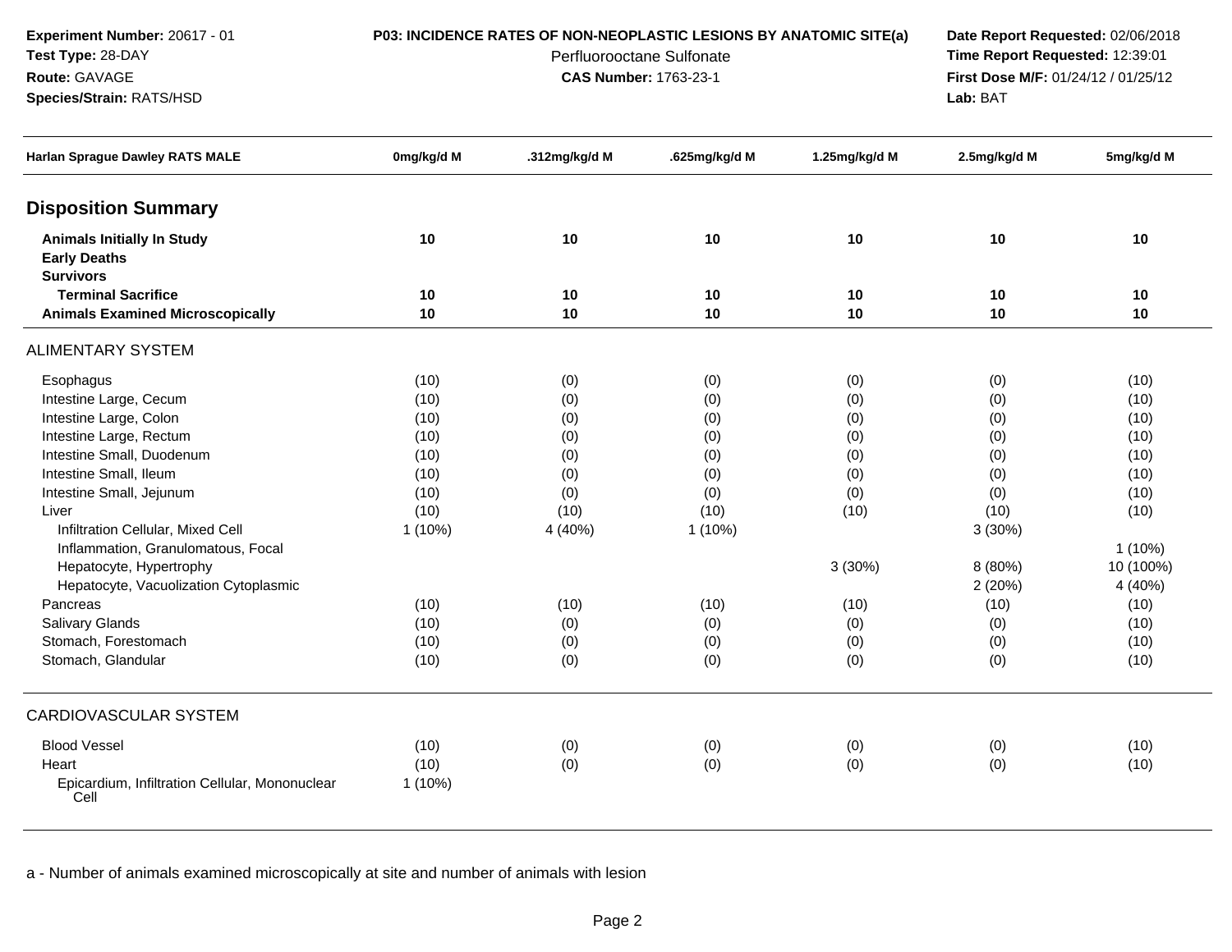**Experiment Number:** 20617 - 01
**Test Type:** 28-DAY
**Route:** GAVAGE
**Species/Strain:** RATS/HSD

**P03: INCIDENCE RATES OF NON-NEOPLASTIC LESIONS BY ANATOMIC SITE(a)**
Perfluorooctane Sulfonate
**CAS Number:** 1763-23-1

**Date Report Requested:** 02/06/2018
**Time Report Requested:** 12:39:01
**First Dose M/F:** 01/24/12 / 01/25/12
**Lab:** BAT

| Harlan Sprague Dawley RATS MALE | 0mg/kg/d M | .312mg/kg/d M | .625mg/kg/d M | 1.25mg/kg/d M | 2.5mg/kg/d M | 5mg/kg/d M |
|---|---|---|---|---|---|---|
| **Disposition Summary** | | | | | | |
| **Animals Initially In Study** | **10** | **10** | **10** | **10** | **10** | **10** |
| **Early Deaths** | | | | | | |
| **Survivors** | | | | | | |
| **Terminal Sacrifice** | **10** | **10** | **10** | **10** | **10** | **10** |
| **Animals Examined Microscopically** | **10** | **10** | **10** | **10** | **10** | **10** |
| ALIMENTARY SYSTEM | | | | | | |
| Esophagus | (10) | (0) | (0) | (0) | (0) | (10) |
| Intestine Large, Cecum | (10) | (0) | (0) | (0) | (0) | (10) |
| Intestine Large, Colon | (10) | (0) | (0) | (0) | (0) | (10) |
| Intestine Large, Rectum | (10) | (0) | (0) | (0) | (0) | (10) |
| Intestine Small, Duodenum | (10) | (0) | (0) | (0) | (0) | (10) |
| Intestine Small, Ileum | (10) | (0) | (0) | (0) | (0) | (10) |
| Intestine Small, Jejunum | (10) | (0) | (0) | (0) | (0) | (10) |
| Liver | (10) | (10) | (10) | (10) | (10) | (10) |
| Infiltration Cellular, Mixed Cell | 1 (10%) | 4 (40%) | 1 (10%) | | 3 (30%) | |
| Inflammation, Granulomatous, Focal | | | | | | 1 (10%) |
| Hepatocyte, Hypertrophy | | | | 3 (30%) | 8 (80%) | 10 (100%) |
| Hepatocyte, Vacuolization Cytoplasmic | | | | | 2 (20%) | 4 (40%) |
| Pancreas | (10) | (10) | (10) | (10) | (10) | (10) |
| Salivary Glands | (10) | (0) | (0) | (0) | (0) | (10) |
| Stomach, Forestomach | (10) | (0) | (0) | (0) | (0) | (10) |
| Stomach, Glandular | (10) | (0) | (0) | (0) | (0) | (10) |
| CARDIOVASCULAR SYSTEM | | | | | | |
| Blood Vessel | (10) | (0) | (0) | (0) | (0) | (10) |
| Heart | (10) | (0) | (0) | (0) | (0) | (10) |
| Epicardium, Infiltration Cellular, Mononuclear Cell | 1 (10%) | | | | | |

a - Number of animals examined microscopically at site and number of animals with lesion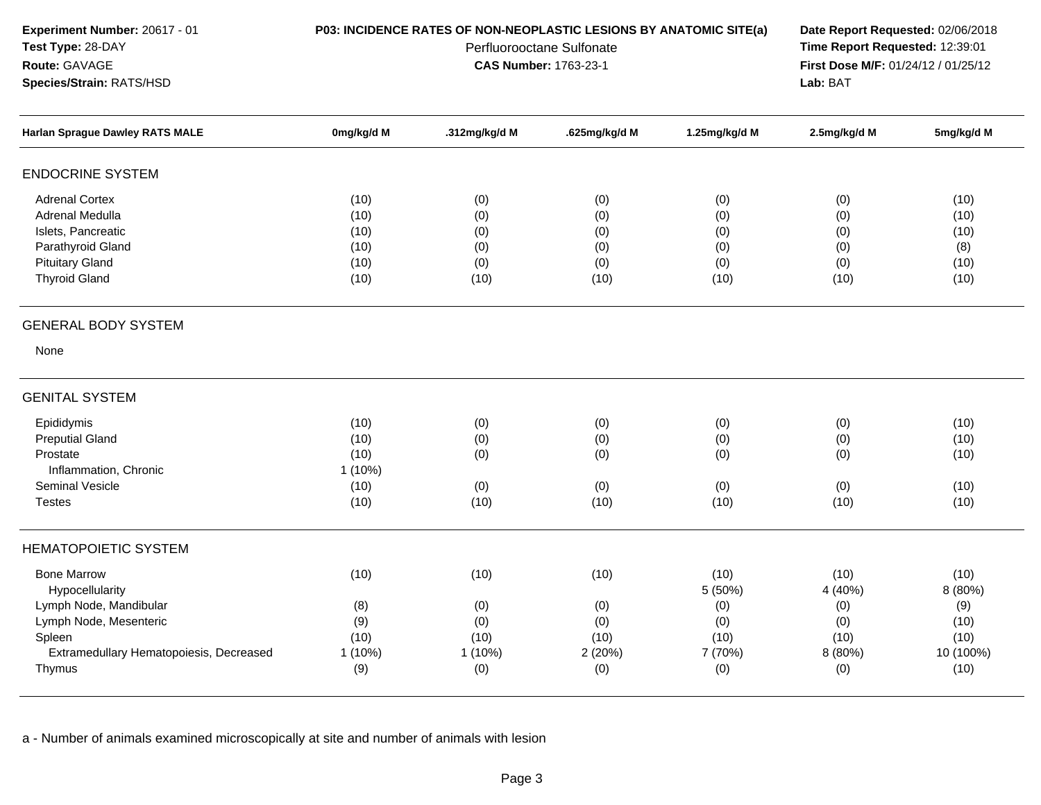**Experiment Number:** 20617 - 01
**Test Type:** 28-DAY
**Route:** GAVAGE
**Species/Strain:** RATS/HSD

**P03: INCIDENCE RATES OF NON-NEOPLASTIC LESIONS BY ANATOMIC SITE(a)**
Perfluorooctane Sulfonate
**CAS Number:** 1763-23-1

**Date Report Requested:** 02/06/2018
**Time Report Requested:** 12:39:01
**First Dose M/F:** 01/24/12 / 01/25/12
**Lab:** BAT

| Harlan Sprague Dawley RATS MALE | 0mg/kg/d M | .312mg/kg/d M | .625mg/kg/d M | 1.25mg/kg/d M | 2.5mg/kg/d M | 5mg/kg/d M |
|---|---|---|---|---|---|---|
| **ENDOCRINE SYSTEM** | | | | | | |
| Adrenal Cortex | (10) | (0) | (0) | (0) | (0) | (10) |
| Adrenal Medulla | (10) | (0) | (0) | (0) | (0) | (10) |
| Islets, Pancreatic | (10) | (0) | (0) | (0) | (0) | (10) |
| Parathyroid Gland | (10) | (0) | (0) | (0) | (0) | (8) |
| Pituitary Gland | (10) | (0) | (0) | (0) | (0) | (10) |
| Thyroid Gland | (10) | (10) | (10) | (10) | (10) | (10) |
| **GENERAL BODY SYSTEM** | | | | | | |
| None | | | | | | |
| **GENITAL SYSTEM** | | | | | | |
| Epididymis | (10) | (0) | (0) | (0) | (0) | (10) |
| Preputial Gland | (10) | (0) | (0) | (0) | (0) | (10) |
| Prostate | (10) | (0) | (0) | (0) | (0) | (10) |
| Inflammation, Chronic | 1 (10%) | | | | | |
| Seminal Vesicle | (10) | (0) | (0) | (0) | (0) | (10) |
| Testes | (10) | (10) | (10) | (10) | (10) | (10) |
| **HEMATOPOIETIC SYSTEM** | | | | | | |
| Bone Marrow | (10) | (10) | (10) | (10) | (10) | (10) |
| Hypocellularity | | | | 5 (50%) | 4 (40%) | 8 (80%) |
| Lymph Node, Mandibular | (8) | (0) | (0) | (0) | (0) | (9) |
| Lymph Node, Mesenteric | (9) | (0) | (0) | (0) | (0) | (10) |
| Spleen | (10) | (10) | (10) | (10) | (10) | (10) |
| Extramedullary Hematopoiesis, Decreased | 1 (10%) | 1 (10%) | 2 (20%) | 7 (70%) | 8 (80%) | 10 (100%) |
| Thymus | (9) | (0) | (0) | (0) | (0) | (10) |

a - Number of animals examined microscopically at site and number of animals with lesion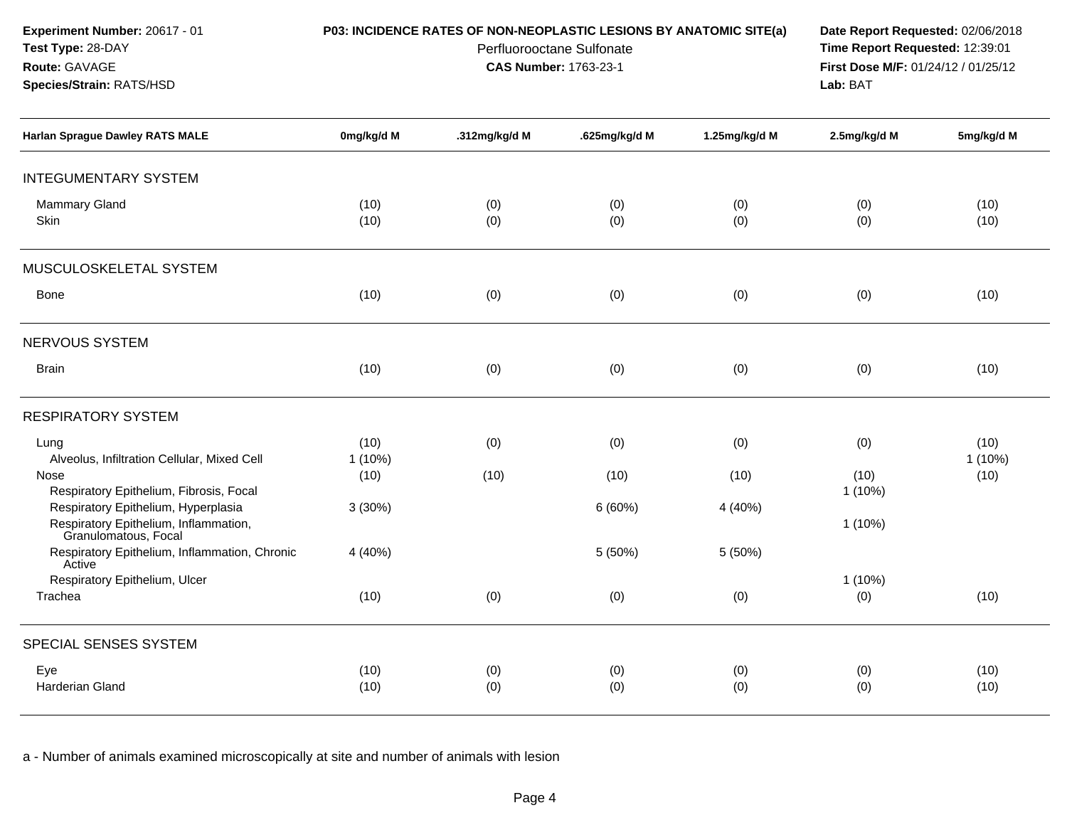**Experiment Number:** 20617 - 01
**Test Type:** 28-DAY
**Route:** GAVAGE
**Species/Strain:** RATS/HSD

**P03: INCIDENCE RATES OF NON-NEOPLASTIC LESIONS BY ANATOMIC SITE(a)**
Perfluorooctane Sulfonate
**CAS Number:** 1763-23-1

**Date Report Requested:** 02/06/2018
**Time Report Requested:** 12:39:01
**First Dose M/F:** 01/24/12 / 01/25/12
**Lab:** BAT

| Harlan Sprague Dawley RATS MALE | 0mg/kg/d M | .312mg/kg/d M | .625mg/kg/d M | 1.25mg/kg/d M | 2.5mg/kg/d M | 5mg/kg/d M |
|---|---|---|---|---|---|---|
| INTEGUMENTARY SYSTEM | | | | | | |
| Mammary Gland | (10) | (0) | (0) | (0) | (0) | (10) |
| Skin | (10) | (0) | (0) | (0) | (0) | (10) |
| MUSCULOSKELETAL SYSTEM | | | | | | |
| Bone | (10) | (0) | (0) | (0) | (0) | (10) |
| NERVOUS SYSTEM | | | | | | |
| Brain | (10) | (0) | (0) | (0) | (0) | (10) |
| RESPIRATORY SYSTEM | | | | | | |
| Lung | (10) | (0) | (0) | (0) | (0) | (10) |
| Alveolus, Infiltration Cellular, Mixed Cell | 1 (10%) | | | | | 1 (10%) |
| Nose | (10) | (10) | (10) | (10) | (10) | (10) |
| Respiratory Epithelium, Fibrosis, Focal | | | | | 1 (10%) | |
| Respiratory Epithelium, Hyperplasia | 3 (30%) | | 6 (60%) | 4 (40%) | | |
| Respiratory Epithelium, Inflammation, Granulomatous, Focal | | | | | 1 (10%) | |
| Respiratory Epithelium, Inflammation, Chronic Active | 4 (40%) | | 5 (50%) | 5 (50%) | | |
| Respiratory Epithelium, Ulcer | | | | | 1 (10%) | |
| Trachea | (10) | (0) | (0) | (0) | (0) | (10) |
| SPECIAL SENSES SYSTEM | | | | | | |
| Eye | (10) | (0) | (0) | (0) | (0) | (10) |
| Harderian Gland | (10) | (0) | (0) | (0) | (0) | (10) |

a - Number of animals examined microscopically at site and number of animals with lesion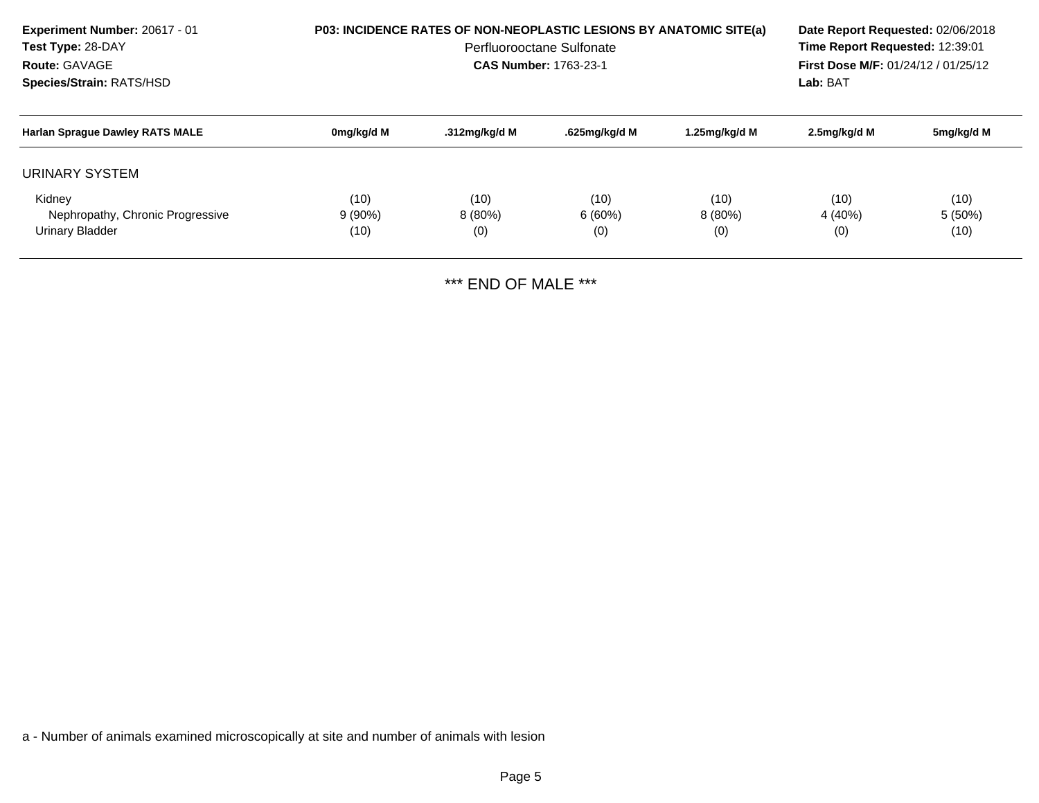**Experiment Number:** 20617 - 01
**Test Type:** 28-DAY
**Route:** GAVAGE
**Species/Strain:** RATS/HSD

**P03: INCIDENCE RATES OF NON-NEOPLASTIC LESIONS BY ANATOMIC SITE(a)**
Perfluorooctane Sulfonate
**CAS Number:** 1763-23-1

**Date Report Requested:** 02/06/2018
**Time Report Requested:** 12:39:01
**First Dose M/F:** 01/24/12 / 01/25/12
**Lab:** BAT

| Harlan Sprague Dawley RATS MALE | 0mg/kg/d M | .312mg/kg/d M | .625mg/kg/d M | 1.25mg/kg/d M | 2.5mg/kg/d M | 5mg/kg/d M |
|---|---|---|---|---|---|---|
| URINARY SYSTEM | | | | | | |
| Kidney | (10) | (10) | (10) | (10) | (10) | (10) |
| Nephropathy, Chronic Progressive | 9 (90%) | 8 (80%) | 6 (60%) | 8 (80%) | 4 (40%) | 5 (50%) |
| Urinary Bladder | (10) | (0) | (0) | (0) | (0) | (10) |

*** END OF MALE ***

a - Number of animals examined microscopically at site and number of animals with lesion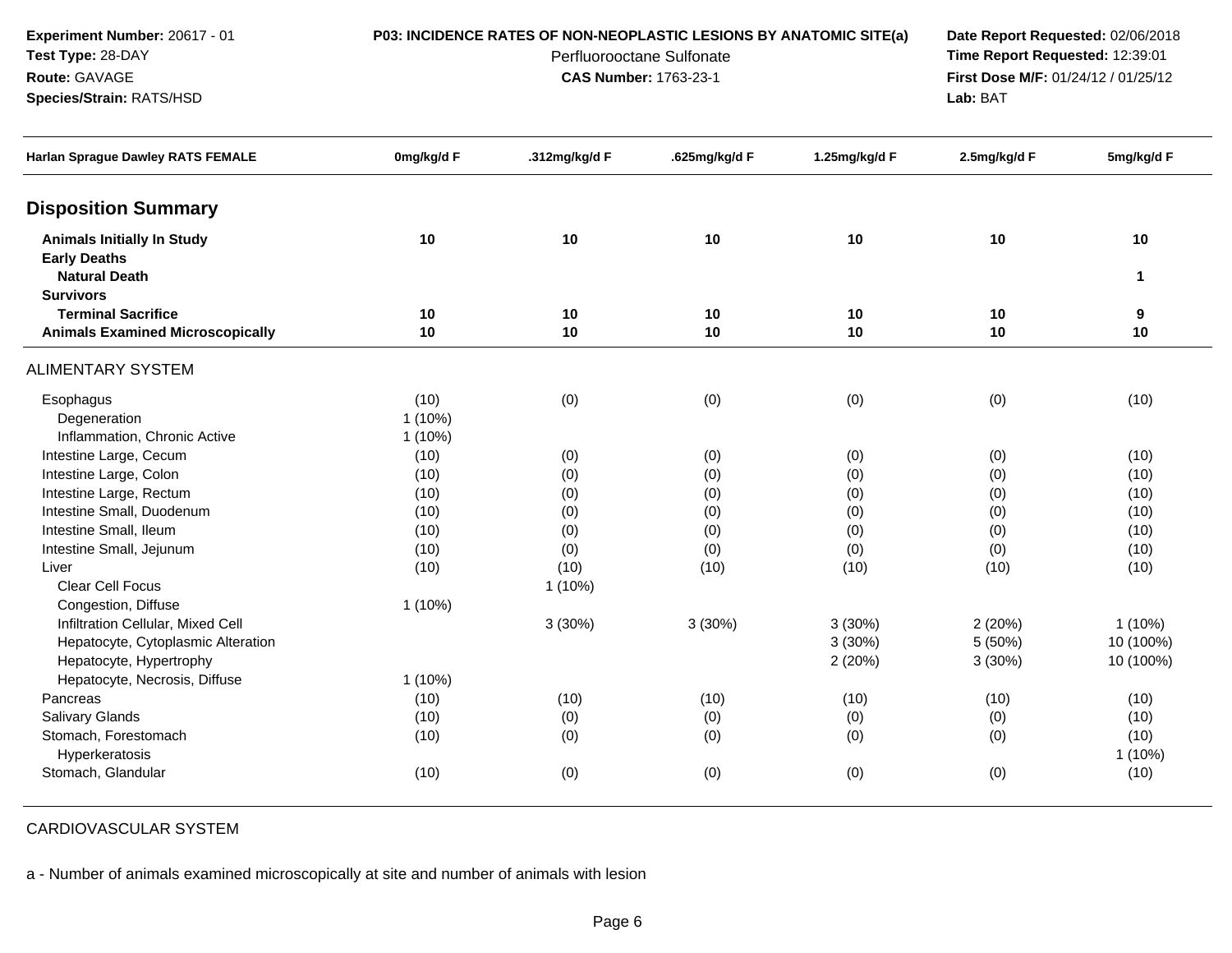**Experiment Number:** 20617 - 01
**Test Type:** 28-DAY
**Route:** GAVAGE
**Species/Strain:** RATS/HSD

**P03: INCIDENCE RATES OF NON-NEOPLASTIC LESIONS BY ANATOMIC SITE(a)**
Perfluorooctane Sulfonate
**CAS Number:** 1763-23-1

**Date Report Requested:** 02/06/2018
**Time Report Requested:** 12:39:01
**First Dose M/F:** 01/24/12 / 01/25/12
**Lab:** BAT

| Harlan Sprague Dawley RATS FEMALE | 0mg/kg/d F | .312mg/kg/d F | .625mg/kg/d F | 1.25mg/kg/d F | 2.5mg/kg/d F | 5mg/kg/d F |
|---|---|---|---|---|---|---|
| **Disposition Summary** | | | | | | |
| **Animals Initially In Study** | **10** | **10** | **10** | **10** | **10** | **10** |
| **Early Deaths** | | | | | | |
| **Natural Death** | | | | | | **1** |
| **Survivors** | | | | | | |
| **Terminal Sacrifice** | **10** | **10** | **10** | **10** | **10** | **9** |
| **Animals Examined Microscopically** | **10** | **10** | **10** | **10** | **10** | **10** |
| ALIMENTARY SYSTEM | | | | | | |
| Esophagus | (10) | (0) | (0) | (0) | (0) | (10) |
| Degeneration | 1 (10%) | | | | | |
| Inflammation, Chronic Active | 1 (10%) | | | | | |
| Intestine Large, Cecum | (10) | (0) | (0) | (0) | (0) | (10) |
| Intestine Large, Colon | (10) | (0) | (0) | (0) | (0) | (10) |
| Intestine Large, Rectum | (10) | (0) | (0) | (0) | (0) | (10) |
| Intestine Small, Duodenum | (10) | (0) | (0) | (0) | (0) | (10) |
| Intestine Small, Ileum | (10) | (0) | (0) | (0) | (0) | (10) |
| Intestine Small, Jejunum | (10) | (0) | (0) | (0) | (0) | (10) |
| Liver | (10) | (10) | (10) | (10) | (10) | (10) |
| Clear Cell Focus | | 1 (10%) | | | | |
| Congestion, Diffuse | 1 (10%) | | | | | |
| Infiltration Cellular, Mixed Cell | | 3 (30%) | 3 (30%) | 3 (30%) | 2 (20%) | 1 (10%) |
| Hepatocyte, Cytoplasmic Alteration | | | | 3 (30%) | 5 (50%) | 10 (100%) |
| Hepatocyte, Hypertrophy | | | | 2 (20%) | 3 (30%) | 10 (100%) |
| Hepatocyte, Necrosis, Diffuse | 1 (10%) | | | | | |
| Pancreas | (10) | (10) | (10) | (10) | (10) | (10) |
| Salivary Glands | (10) | (0) | (0) | (0) | (0) | (10) |
| Stomach, Forestomach | (10) | (0) | (0) | (0) | (0) | (10) |
| Hyperkeratosis | | | | | | 1 (10%) |
| Stomach, Glandular | (10) | (0) | (0) | (0) | (0) | (10) |

CARDIOVASCULAR SYSTEM

a - Number of animals examined microscopically at site and number of animals with lesion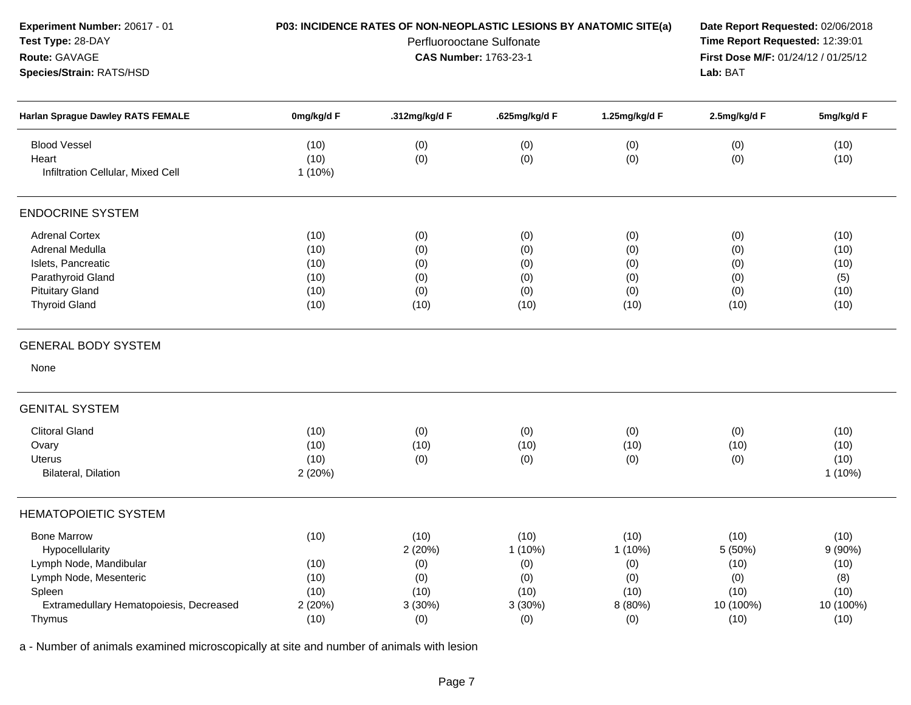**Experiment Number:** 20617 - 01
**Test Type:** 28-DAY
**Route:** GAVAGE
**Species/Strain:** RATS/HSD

**P03: INCIDENCE RATES OF NON-NEOPLASTIC LESIONS BY ANATOMIC SITE(a)**
Perfluorooctane Sulfonate
**CAS Number:** 1763-23-1

**Date Report Requested:** 02/06/2018
**Time Report Requested:** 12:39:01
**First Dose M/F:** 01/24/12 / 01/25/12
**Lab:** BAT

| Harlan Sprague Dawley RATS FEMALE | 0mg/kg/d F | .312mg/kg/d F | .625mg/kg/d F | 1.25mg/kg/d F | 2.5mg/kg/d F | 5mg/kg/d F |
|---|---|---|---|---|---|---|
| Blood Vessel | (10) | (0) | (0) | (0) | (0) | (10) |
| Heart | (10) | (0) | (0) | (0) | (0) | (10) |
| Infiltration Cellular, Mixed Cell | 1 (10%) | | | | | |
| **ENDOCRINE SYSTEM** | | | | | | |
| Adrenal Cortex | (10) | (0) | (0) | (0) | (0) | (10) |
| Adrenal Medulla | (10) | (0) | (0) | (0) | (0) | (10) |
| Islets, Pancreatic | (10) | (0) | (0) | (0) | (0) | (10) |
| Parathyroid Gland | (10) | (0) | (0) | (0) | (0) | (5) |
| Pituitary Gland | (10) | (0) | (0) | (0) | (0) | (10) |
| Thyroid Gland | (10) | (10) | (10) | (10) | (10) | (10) |
| **GENERAL BODY SYSTEM** | | | | | | |
| None | | | | | | |
| **GENITAL SYSTEM** | | | | | | |
| Clitoral Gland | (10) | (0) | (0) | (0) | (0) | (10) |
| Ovary | (10) | (10) | (10) | (10) | (10) | (10) |
| Uterus | (10) | (0) | (0) | (0) | (0) | (10) |
| Bilateral, Dilation | 2 (20%) | | | | | 1 (10%) |
| **HEMATOPOIETIC SYSTEM** | | | | | | |
| Bone Marrow | (10) | (10) | (10) | (10) | (10) | (10) |
| Hypocellularity | | 2 (20%) | 1 (10%) | 1 (10%) | 5 (50%) | 9 (90%) |
| Lymph Node, Mandibular | (10) | (0) | (0) | (0) | (10) | (10) |
| Lymph Node, Mesenteric | (10) | (0) | (0) | (0) | (0) | (8) |
| Spleen | (10) | (10) | (10) | (10) | (10) | (10) |
| Extramedullary Hematopoiesis, Decreased | 2 (20%) | 3 (30%) | 3 (30%) | 8 (80%) | 10 (100%) | 10 (100%) |
| Thymus | (10) | (0) | (0) | (0) | (10) | (10) |

a - Number of animals examined microscopically at site and number of animals with lesion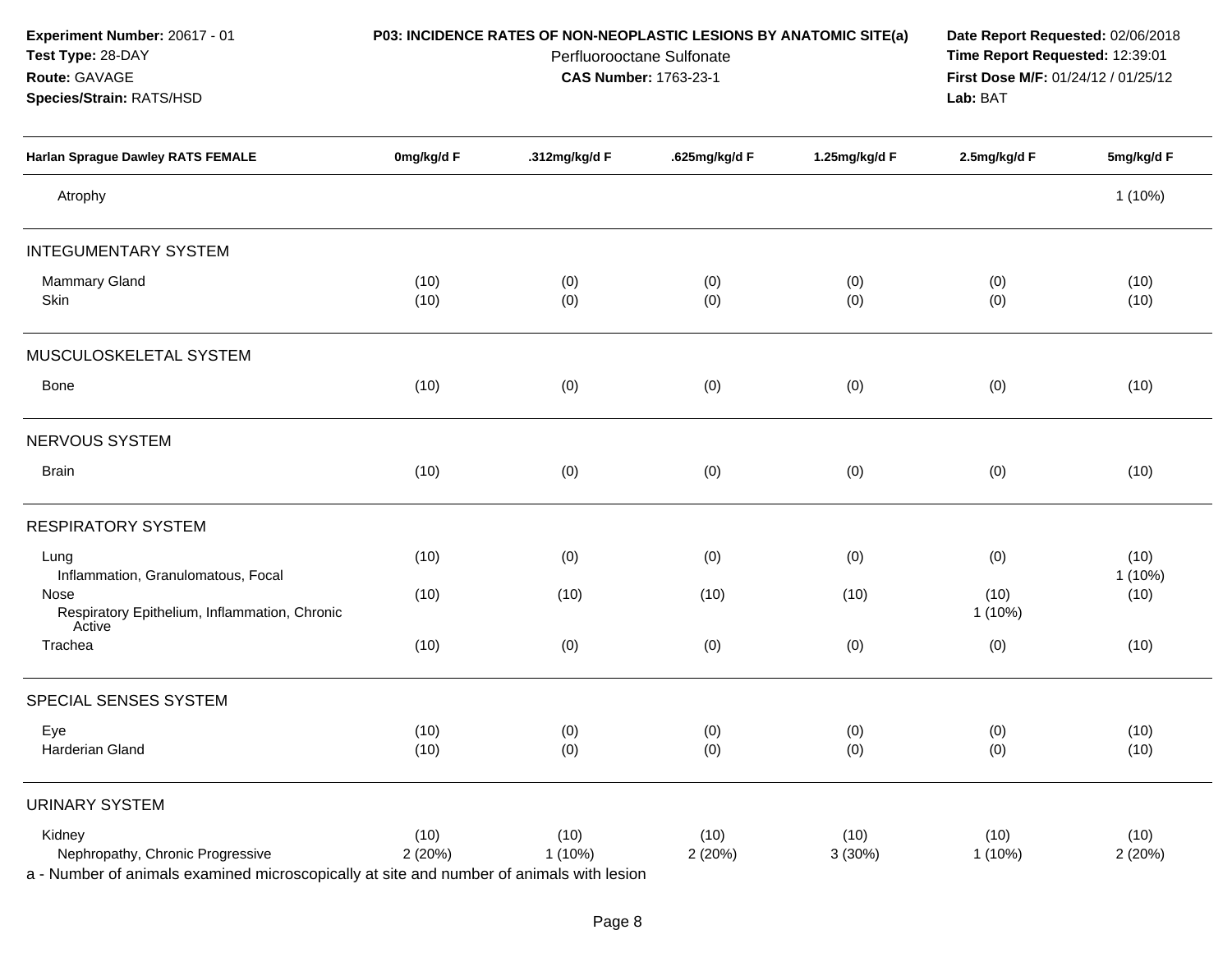**Experiment Number:** 20617 - 01
**Test Type:** 28-DAY
**Route:** GAVAGE
**Species/Strain:** RATS/HSD

**P03: INCIDENCE RATES OF NON-NEOPLASTIC LESIONS BY ANATOMIC SITE(a)**
Perfluorooctane Sulfonate
**CAS Number:** 1763-23-1

**Date Report Requested:** 02/06/2018
**Time Report Requested:** 12:39:01
**First Dose M/F:** 01/24/12 / 01/25/12
**Lab:** BAT

| Harlan Sprague Dawley RATS FEMALE | 0mg/kg/d F | .312mg/kg/d F | .625mg/kg/d F | 1.25mg/kg/d F | 2.5mg/kg/d F | 5mg/kg/d F |
|---|---|---|---|---|---|---|
| Atrophy | | | | | | 1 (10%) |
| INTEGUMENTARY SYSTEM | | | | | | |
| Mammary Gland | (10) | (0) | (0) | (0) | (0) | (10) |
| Skin | (10) | (0) | (0) | (0) | (0) | (10) |
| MUSCULOSKELETAL SYSTEM | | | | | | |
| Bone | (10) | (0) | (0) | (0) | (0) | (10) |
| NERVOUS SYSTEM | | | | | | |
| Brain | (10) | (0) | (0) | (0) | (0) | (10) |
| RESPIRATORY SYSTEM | | | | | | |
| Lung | (10) | (0) | (0) | (0) | (0) | (10) |
| Inflammation, Granulomatous, Focal | | | | | | 1 (10%) |
| Nose | (10) | (10) | (10) | (10) | (10) | (10) |
| Respiratory Epithelium, Inflammation, Chronic Active | | | | | 1 (10%) | |
| Trachea | (10) | (0) | (0) | (0) | (0) | (10) |
| SPECIAL SENSES SYSTEM | | | | | | |
| Eye | (10) | (0) | (0) | (0) | (0) | (10) |
| Harderian Gland | (10) | (0) | (0) | (0) | (0) | (10) |
| URINARY SYSTEM | | | | | | |
| Kidney | (10) | (10) | (10) | (10) | (10) | (10) |
| Nephropathy, Chronic Progressive | 2 (20%) | 1 (10%) | 2 (20%) | 3 (30%) | 1 (10%) | 2 (20%) |

a - Number of animals examined microscopically at site and number of animals with lesion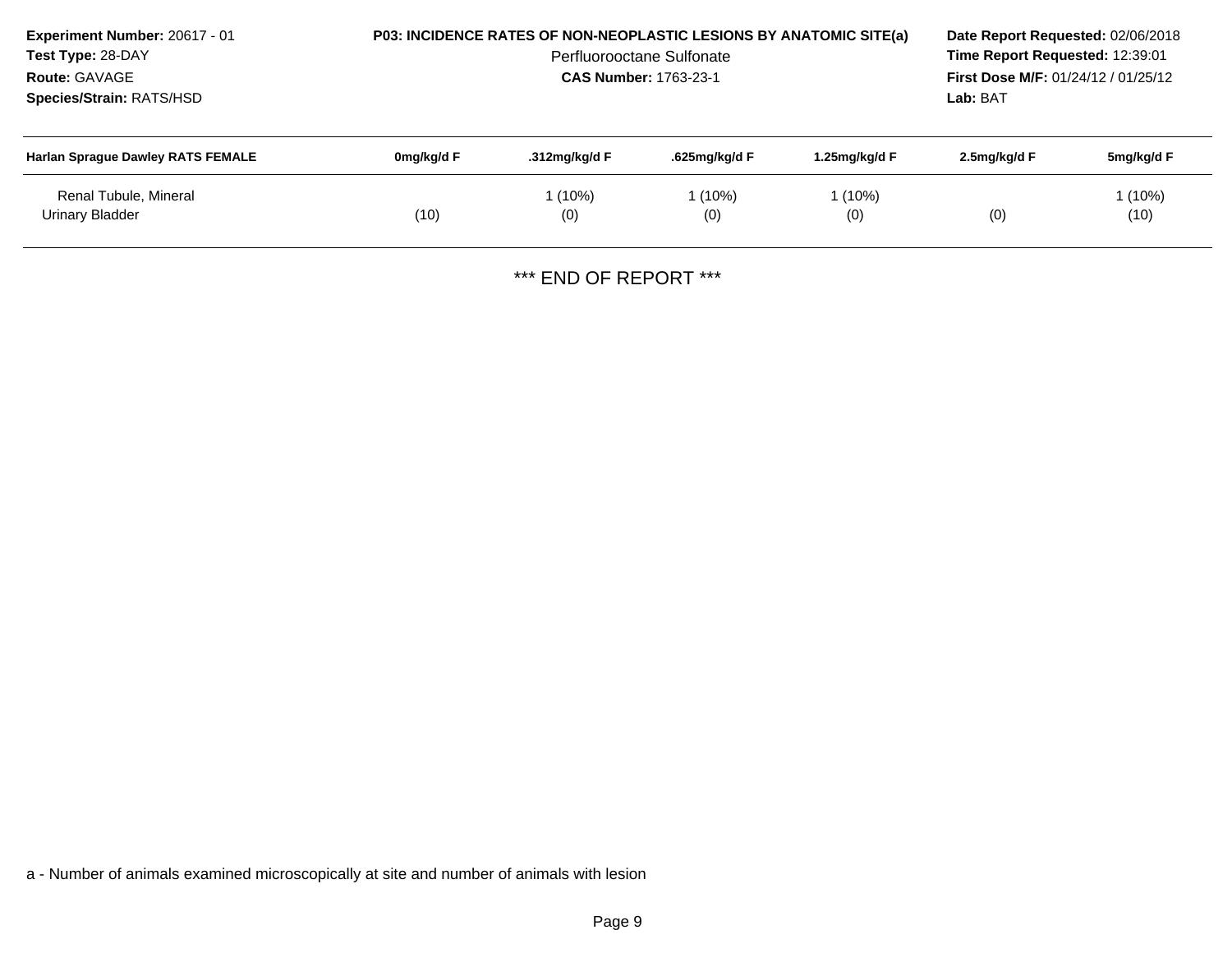**Experiment Number:** 20617 - 01
**Test Type:** 28-DAY
**Route:** GAVAGE
**Species/Strain:** RATS/HSD

**P03: INCIDENCE RATES OF NON-NEOPLASTIC LESIONS BY ANATOMIC SITE(a)**
Perfluorooctane Sulfonate
**CAS Number:** 1763-23-1

**Date Report Requested:** 02/06/2018
**Time Report Requested:** 12:39:01
**First Dose M/F:** 01/24/12 / 01/25/12
**Lab:** BAT

| Harlan Sprague Dawley RATS FEMALE | 0mg/kg/d F | .312mg/kg/d F | .625mg/kg/d F | 1.25mg/kg/d F | 2.5mg/kg/d F | 5mg/kg/d F |
|---|---|---|---|---|---|---|
| Renal Tubule, Mineral | | 1 (10%) | 1 (10%) | 1 (10%) | | 1 (10%) |
| Urinary Bladder | (10) | (0) | (0) | (0) | (0) | (10) |

*** END OF REPORT ***

a - Number of animals examined microscopically at site and number of animals with lesion